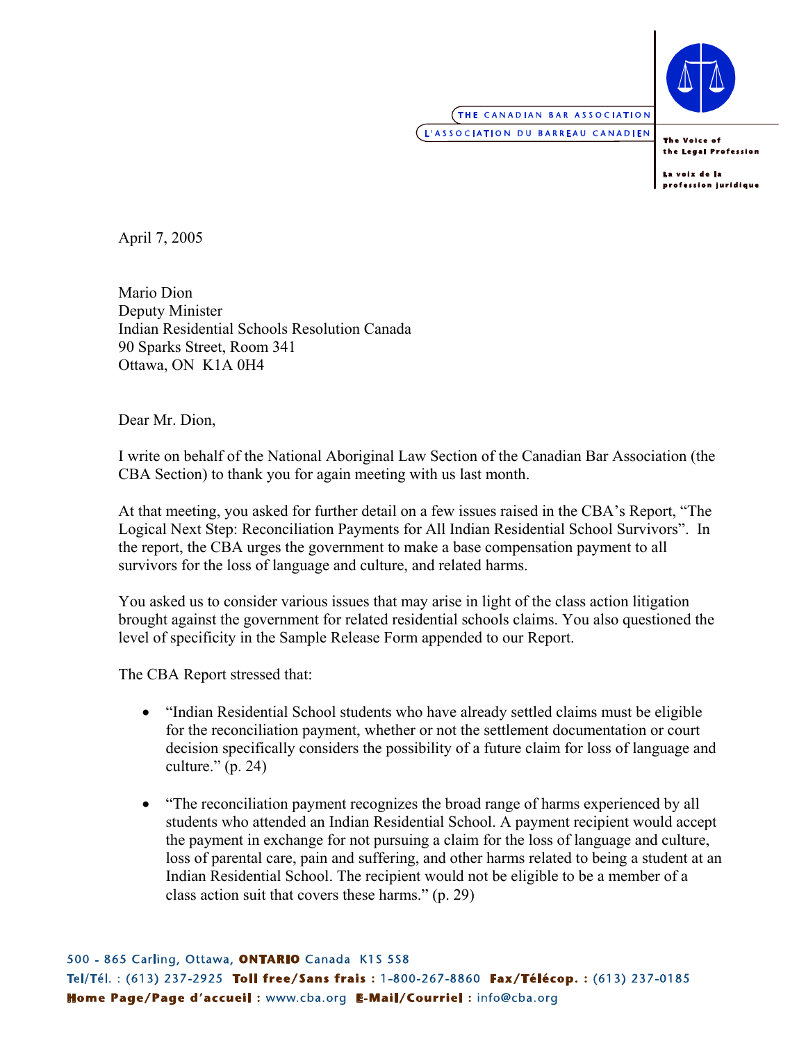THE CANADIAN BAR ASSOCIATION
L'ASSOCIATION DU BARREAU CANADIEN

The Voice of the Legal Profession

La voix de la profession juridique

April 7, 2005

Mario Dion
Deputy Minister
Indian Residential Schools Resolution Canada
90 Sparks Street, Room 341
Ottawa, ON K1A 0H4

Dear Mr. Dion,

I write on behalf of the National Aboriginal Law Section of the Canadian Bar Association (the CBA Section) to thank you for again meeting with us last month.

At that meeting, you asked for further detail on a few issues raised in the CBA's Report, "The Logical Next Step: Reconciliation Payments for All Indian Residential School Survivors". In the report, the CBA urges the government to make a base compensation payment to all survivors for the loss of language and culture, and related harms.

You asked us to consider various issues that may arise in light of the class action litigation brought against the government for related residential schools claims. You also questioned the level of specificity in the Sample Release Form appended to our Report.

The CBA Report stressed that:

- "Indian Residential School students who have already settled claims must be eligible for the reconciliation payment, whether or not the settlement documentation or court decision specifically considers the possibility of a future claim for loss of language and culture." (p. 24)
- "The reconciliation payment recognizes the broad range of harms experienced by all students who attended an Indian Residential School. A payment recipient would accept the payment in exchange for not pursuing a claim for the loss of language and culture, loss of parental care, pain and suffering, and other harms related to being a student at an Indian Residential School. The recipient would not be eligible to be a member of a class action suit that covers these harms." (p. 29)

500 - 865 Carling, Ottawa, ONTARIO Canada K1S 5S8
Tel/Tél. : (613) 237-2925 Toll free/Sans frais : 1-800-267-8860 Fax/Télécop. : (613) 237-0185
Home Page/Page d'accueil : www.cba.org E-Mail/Courriel : info@cba.org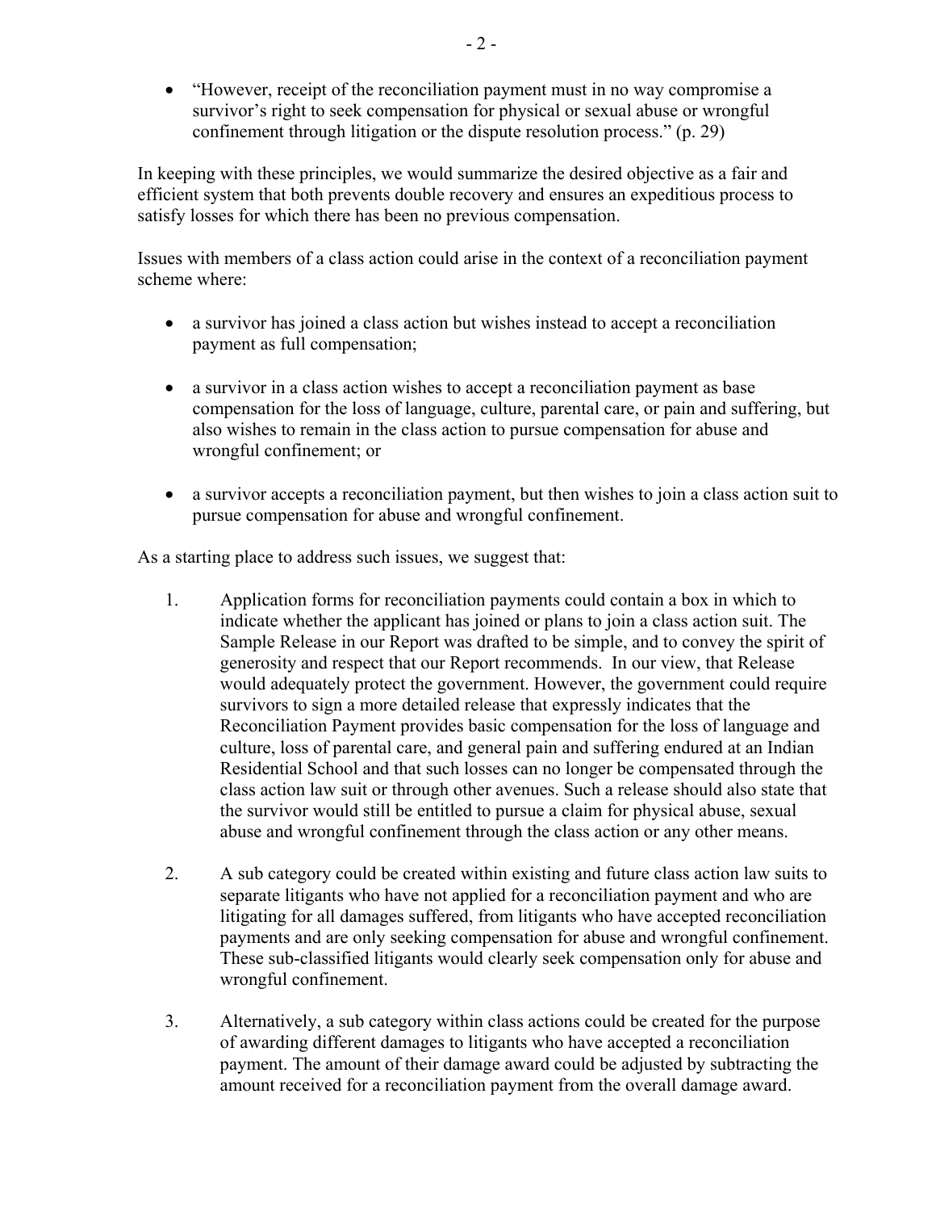- "However, receipt of the reconciliation payment must in no way compromise a survivor's right to seek compensation for physical or sexual abuse or wrongful confinement through litigation or the dispute resolution process." (p. 29)

In keeping with these principles, we would summarize the desired objective as a fair and efficient system that both prevents double recovery and ensures an expeditious process to satisfy losses for which there has been no previous compensation.

Issues with members of a class action could arise in the context of a reconciliation payment scheme where:

- a survivor has joined a class action but wishes instead to accept a reconciliation payment as full compensation;
- a survivor in a class action wishes to accept a reconciliation payment as base compensation for the loss of language, culture, parental care, or pain and suffering, but also wishes to remain in the class action to pursue compensation for abuse and wrongful confinement; or
- a survivor accepts a reconciliation payment, but then wishes to join a class action suit to pursue compensation for abuse and wrongful confinement.

As a starting place to address such issues, we suggest that:

1. Application forms for reconciliation payments could contain a box in which to indicate whether the applicant has joined or plans to join a class action suit. The Sample Release in our Report was drafted to be simple, and to convey the spirit of generosity and respect that our Report recommends. In our view, that Release would adequately protect the government. However, the government could require survivors to sign a more detailed release that expressly indicates that the Reconciliation Payment provides basic compensation for the loss of language and culture, loss of parental care, and general pain and suffering endured at an Indian Residential School and that such losses can no longer be compensated through the class action law suit or through other avenues. Such a release should also state that the survivor would still be entitled to pursue a claim for physical abuse, sexual abuse and wrongful confinement through the class action or any other means.

2. A sub category could be created within existing and future class action law suits to separate litigants who have not applied for a reconciliation payment and who are litigating for all damages suffered, from litigants who have accepted reconciliation payments and are only seeking compensation for abuse and wrongful confinement. These sub-classified litigants would clearly seek compensation only for abuse and wrongful confinement.

3. Alternatively, a sub category within class actions could be created for the purpose of awarding different damages to litigants who have accepted a reconciliation payment. The amount of their damage award could be adjusted by subtracting the amount received for a reconciliation payment from the overall damage award.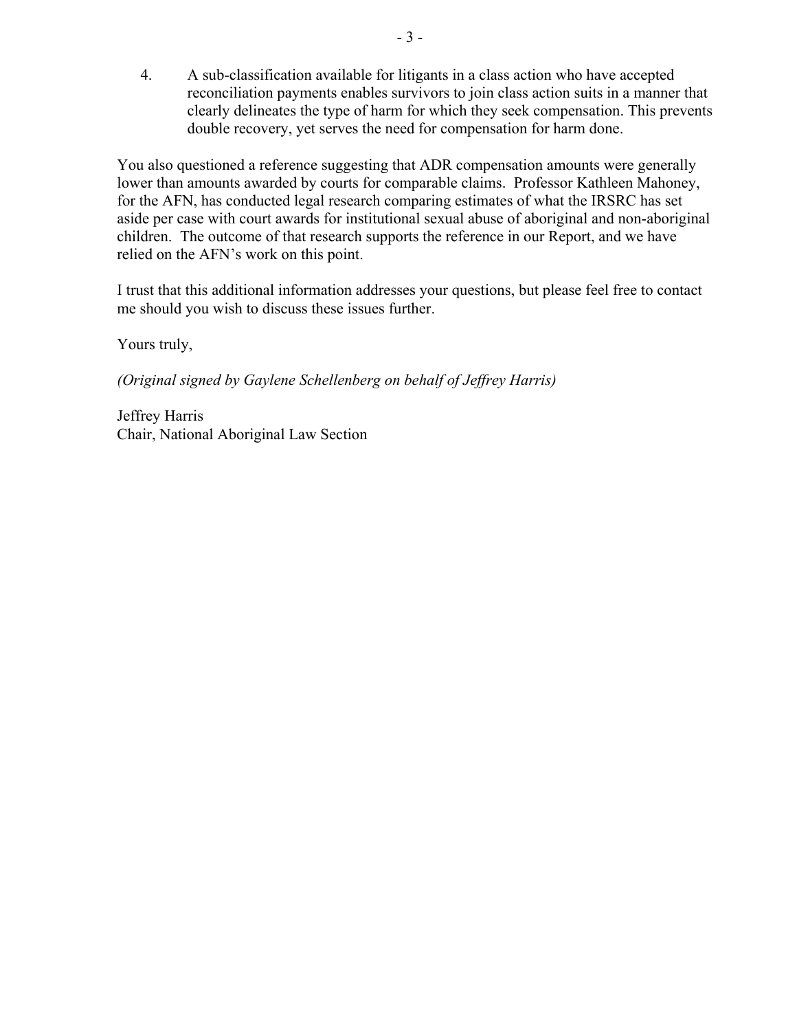4. A sub-classification available for litigants in a class action who have accepted reconciliation payments enables survivors to join class action suits in a manner that clearly delineates the type of harm for which they seek compensation. This prevents double recovery, yet serves the need for compensation for harm done.

You also questioned a reference suggesting that ADR compensation amounts were generally lower than amounts awarded by courts for comparable claims. Professor Kathleen Mahoney, for the AFN, has conducted legal research comparing estimates of what the IRSRC has set aside per case with court awards for institutional sexual abuse of aboriginal and non-aboriginal children. The outcome of that research supports the reference in our Report, and we have relied on the AFN's work on this point.

I trust that this additional information addresses your questions, but please feel free to contact me should you wish to discuss these issues further.

Yours truly,

*(Original signed by Gaylene Schellenberg on behalf of Jeffrey Harris)*

Jeffrey Harris
Chair, National Aboriginal Law Section